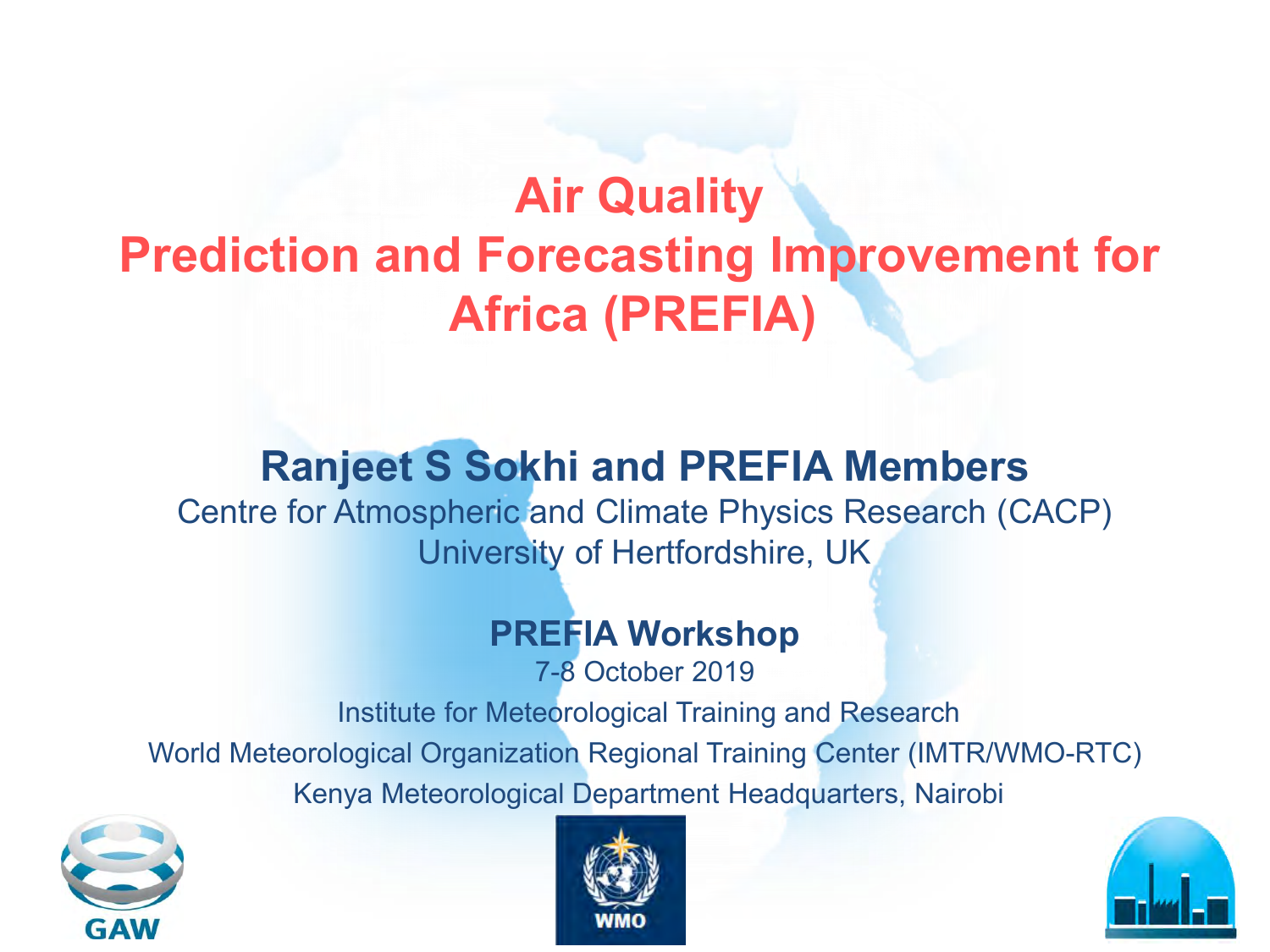# Air Quality Prediction and Forecasting Improvement for Africa (PREFIA)

## Ranjeet S Sokhi and PREFIA Members

Centre for Atmospheric and Climate Physics Research (CACP)
University of Hertfordshire, UK

### PREFIA Workshop

7-8 October 2019

Institute for Meteorological Training and Research
World Meteorological Organization Regional Training Center (IMTR/WMO-RTC)
Kenya Meteorological Department Headquarters, Nairobi

GAW

WMO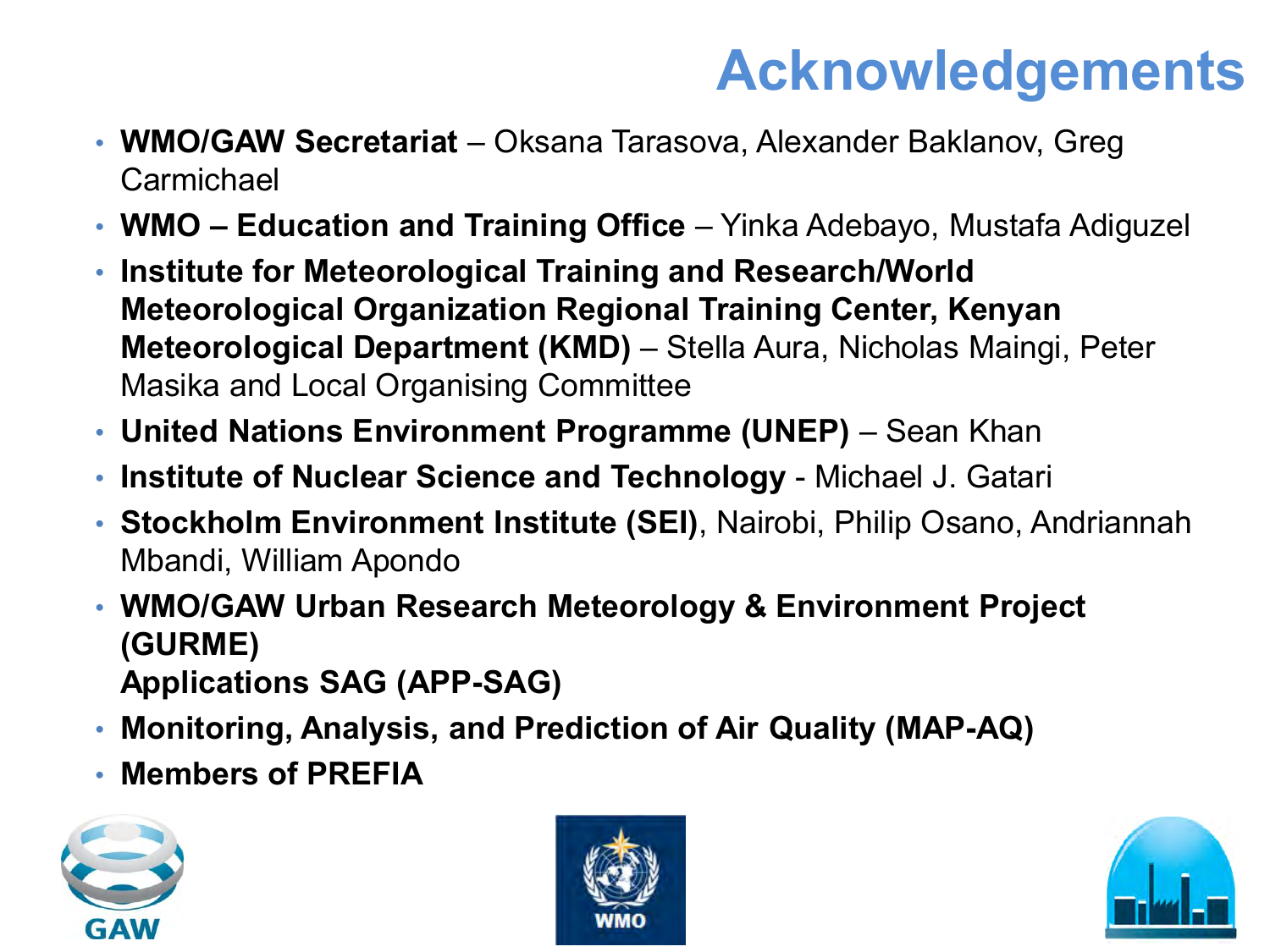# Acknowledgements

- **WMO/GAW Secretariat** – Oksana Tarasova, Alexander Baklanov, Greg Carmichael
- **WMO – Education and Training Office** – Yinka Adebayo, Mustafa Adiguzel
- **Institute for Meteorological Training and Research/World Meteorological Organization Regional Training Center, Kenyan Meteorological Department (KMD)** – Stella Aura, Nicholas Maingi, Peter Masika and Local Organising Committee
- **United Nations Environment Programme (UNEP)** – Sean Khan
- **Institute of Nuclear Science and Technology** - Michael J. Gatari
- **Stockholm Environment Institute (SEI)**, Nairobi, Philip Osano, Andriannah Mbandi, William Apondo
- **WMO/GAW Urban Research Meteorology & Environment Project (GURME)**
  **Applications SAG (APP-SAG)**
- **Monitoring, Analysis, and Prediction of Air Quality (MAP-AQ)**
- **Members of PREFIA**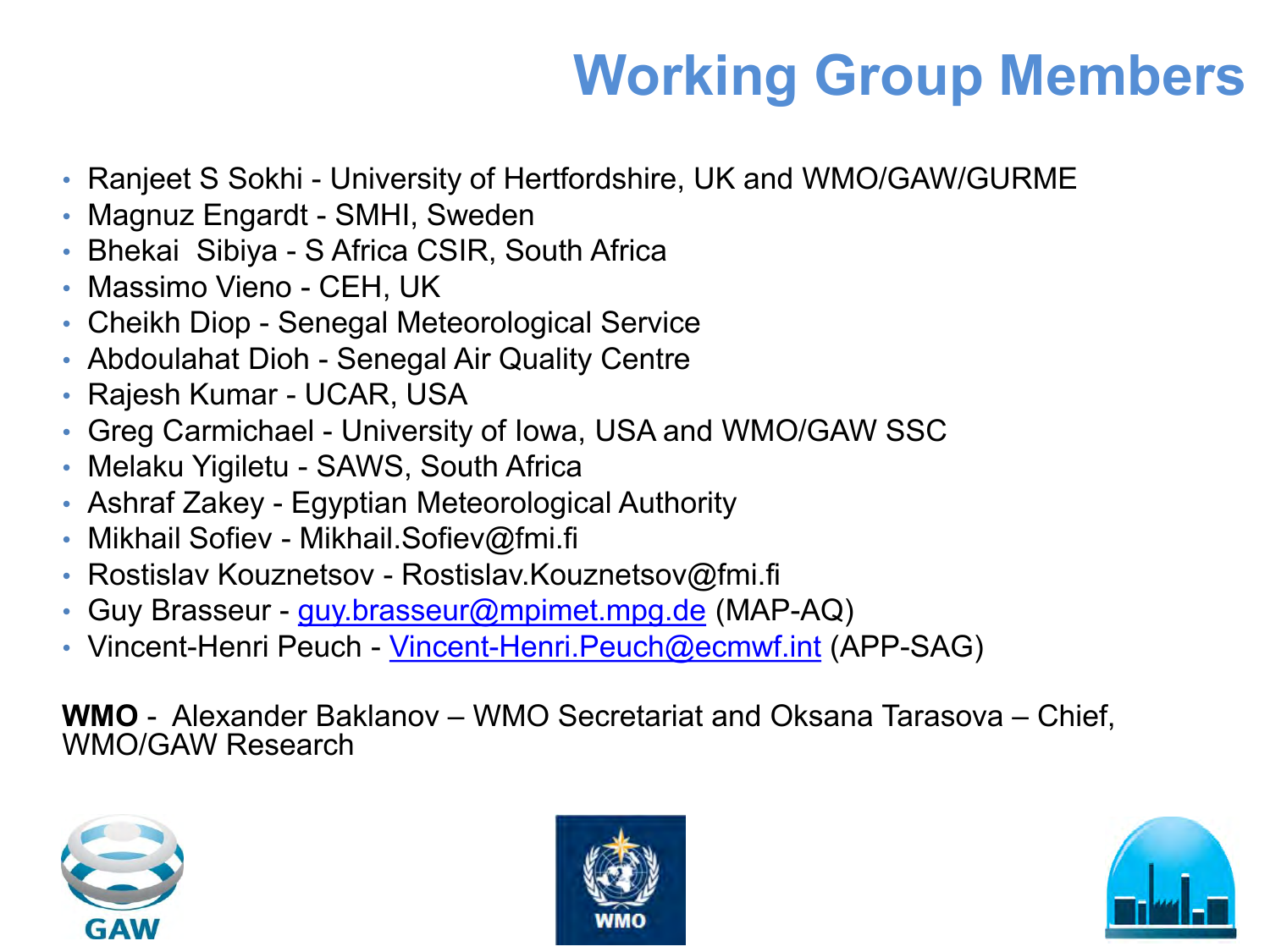# Working Group Members

- Ranjeet S Sokhi - University of Hertfordshire, UK and WMO/GAW/GURME
- Magnuz Engardt - SMHI, Sweden
- Bhekai  Sibiya - S Africa CSIR, South Africa
- Massimo Vieno - CEH, UK
- Cheikh Diop - Senegal Meteorological Service
- Abdoulahat Dioh - Senegal Air Quality Centre
- Rajesh Kumar - UCAR, USA
- Greg Carmichael - University of Iowa, USA and WMO/GAW SSC
- Melaku Yigiletu - SAWS, South Africa
- Ashraf Zakey - Egyptian Meteorological Authority
- Mikhail Sofiev - Mikhail.Sofiev@fmi.fi
- Rostislav Kouznetsov - Rostislav.Kouznetsov@fmi.fi
- Guy Brasseur - guy.brasseur@mpimet.mpg.de (MAP-AQ)
- Vincent-Henri Peuch - Vincent-Henri.Peuch@ecmwf.int (APP-SAG)

**WMO** -  Alexander Baklanov – WMO Secretariat and Oksana Tarasova – Chief, WMO/GAW Research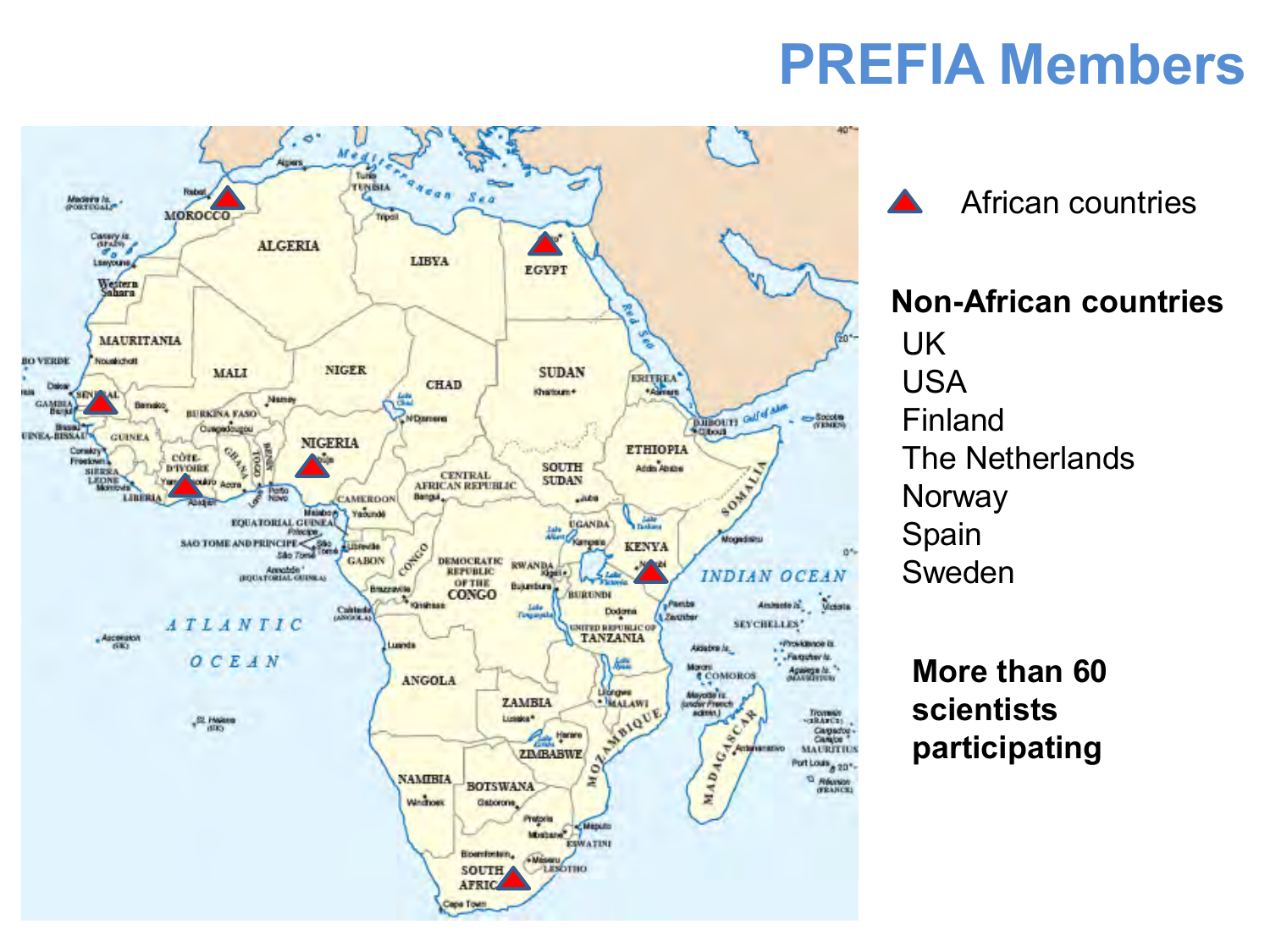# PREFIA Members

African countries

**Non-African countries**

- UK
- USA
- Finland
- The Netherlands
- Norway
- Spain
- Sweden

**More than 60 scientists participating**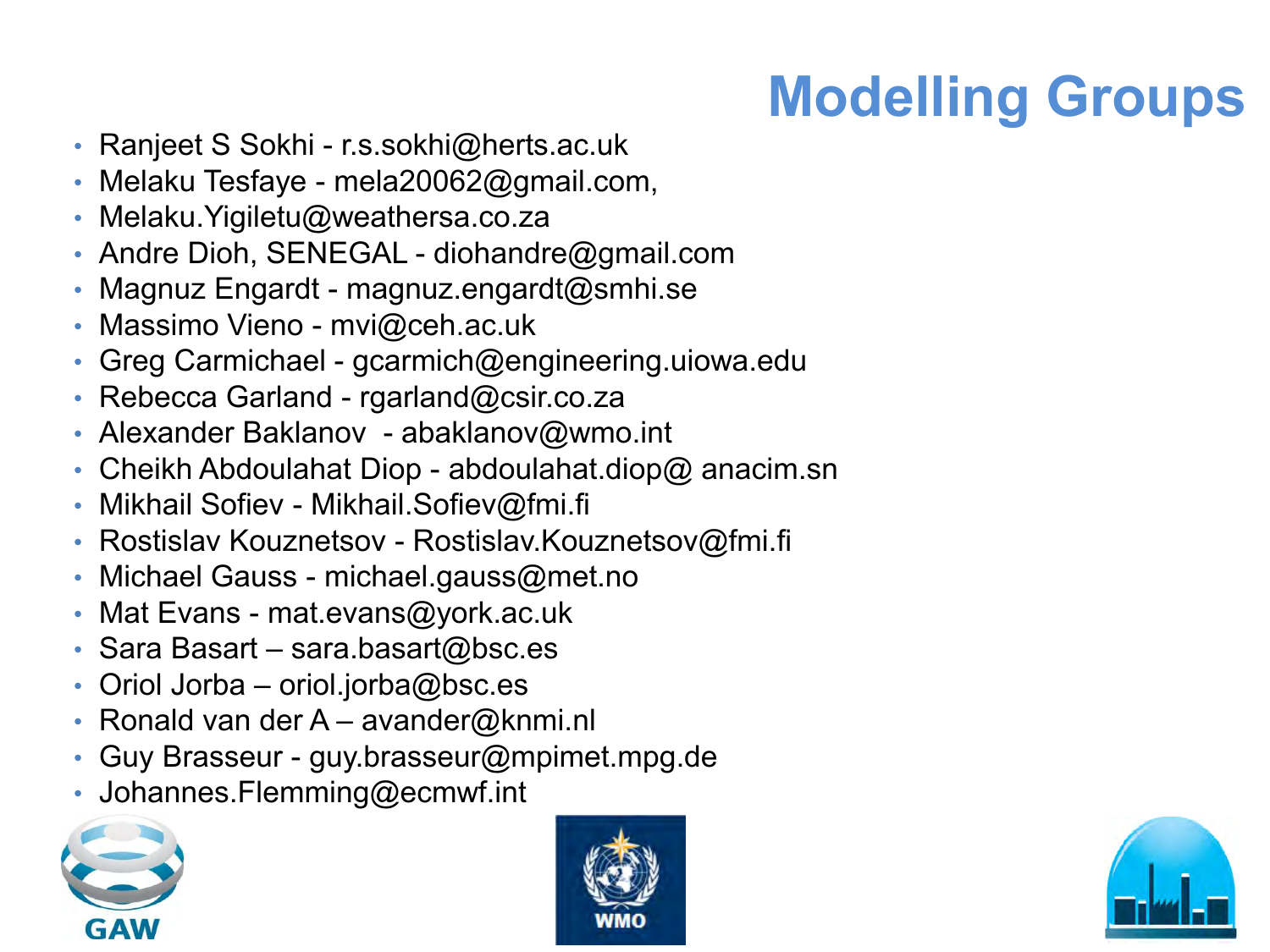# Modelling Groups

- Ranjeet S Sokhi - r.s.sokhi@herts.ac.uk
- Melaku Tesfaye - mela20062@gmail.com,
- Melaku.Yigiletu@weathersa.co.za
- Andre Dioh, SENEGAL - diohandre@gmail.com
- Magnuz Engardt - magnuz.engardt@smhi.se
- Massimo Vieno - mvi@ceh.ac.uk
- Greg Carmichael - gcarmich@engineering.uiowa.edu
- Rebecca Garland - rgarland@csir.co.za
- Alexander Baklanov - abaklanov@wmo.int
- Cheikh Abdoulahat Diop - abdoulahat.diop@ anacim.sn
- Mikhail Sofiev - Mikhail.Sofiev@fmi.fi
- Rostislav Kouznetsov - Rostislav.Kouznetsov@fmi.fi
- Michael Gauss - michael.gauss@met.no
- Mat Evans - mat.evans@york.ac.uk
- Sara Basart – sara.basart@bsc.es
- Oriol Jorba – oriol.jorba@bsc.es
- Ronald van der A – avander@knmi.nl
- Guy Brasseur - guy.brasseur@mpimet.mpg.de
- Johannes.Flemming@ecmwf.int

GAW

WMO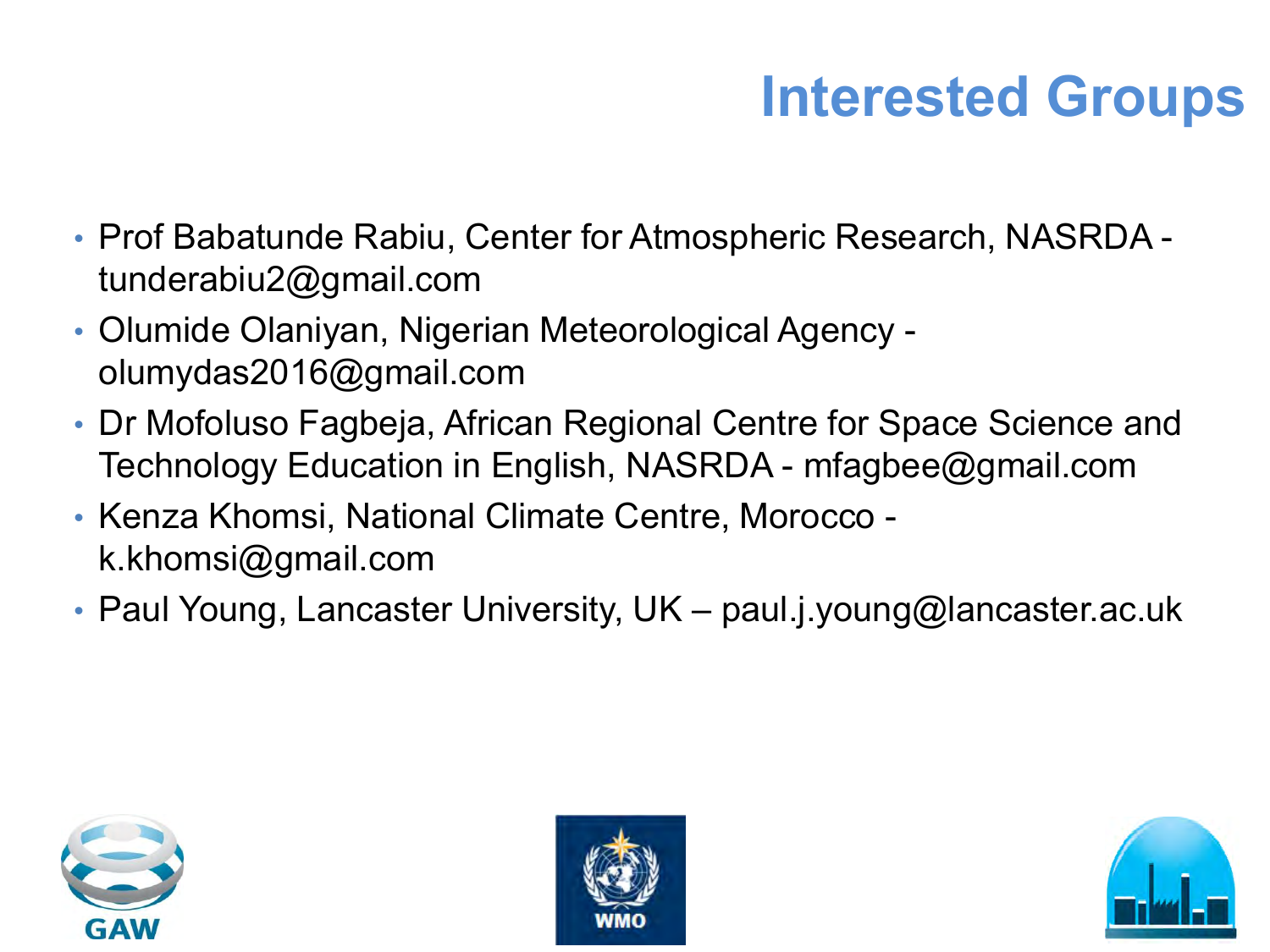# Interested Groups

- Prof Babatunde Rabiu, Center for Atmospheric Research, NASRDA - tunderabiu2@gmail.com
- Olumide Olaniyan, Nigerian Meteorological Agency - olumydas2016@gmail.com
- Dr Mofoluso Fagbeja, African Regional Centre for Space Science and Technology Education in English, NASRDA - mfagbee@gmail.com
- Kenza Khomsi, National Climate Centre, Morocco - k.khomsi@gmail.com
- Paul Young, Lancaster University, UK – paul.j.young@lancaster.ac.uk

GAW

WMO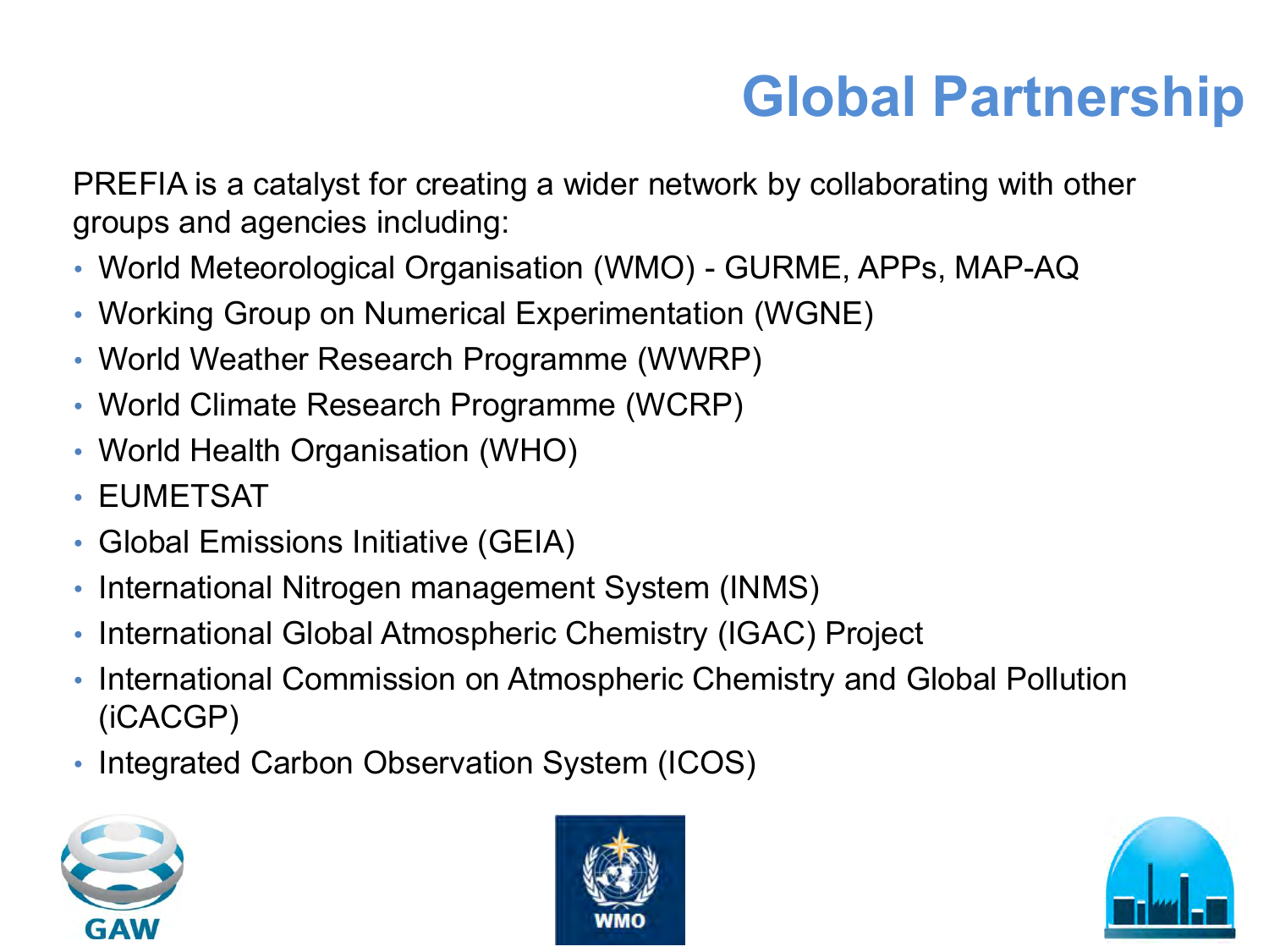# Global Partnership

PREFIA is a catalyst for creating a wider network by collaborating with other groups and agencies including:

- World Meteorological Organisation (WMO) - GURME, APPs, MAP-AQ
- Working Group on Numerical Experimentation (WGNE)
- World Weather Research Programme (WWRP)
- World Climate Research Programme (WCRP)
- World Health Organisation (WHO)
- EUMETSAT
- Global Emissions Initiative (GEIA)
- International Nitrogen management System (INMS)
- International Global Atmospheric Chemistry (IGAC) Project
- International Commission on Atmospheric Chemistry and Global Pollution (iCACGP)
- Integrated Carbon Observation System (ICOS)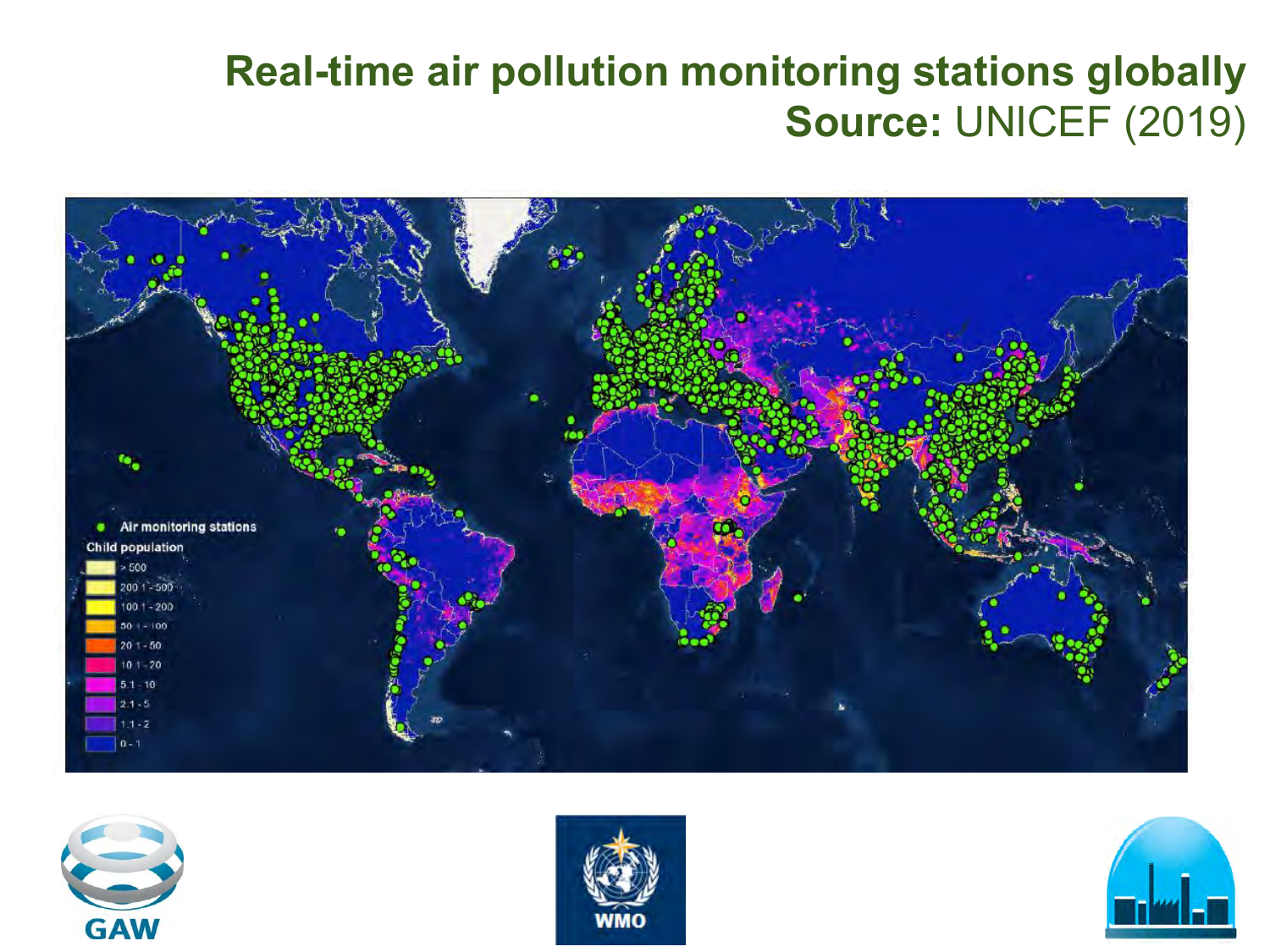# Real-time air pollution monitoring stations globally

**Source:** UNICEF (2019)

Air monitoring stations

Child population

- > 500
- 200.1 - 500
- 100.1 - 200
- 50.1 - 100
- 20.1 - 50
- 10.1 - 20
- 5.1 - 10
- 2.1 - 5
- 1.1 - 2
- 0 - 1

GAW

WMO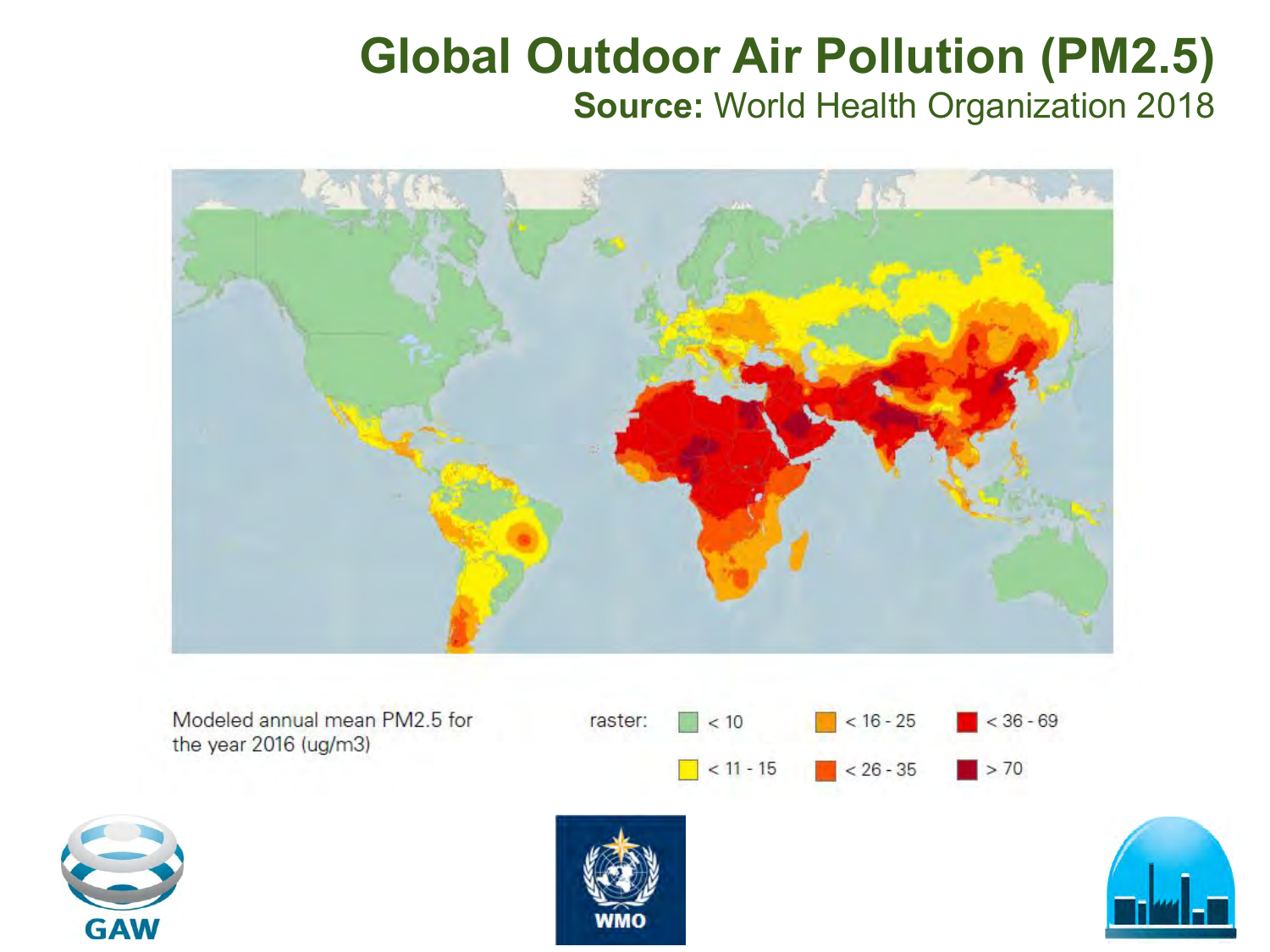# Global Outdoor Air Pollution (PM2.5)

**Source:** World Health Organization 2018

Modeled annual mean PM2.5 for the year 2016 (ug/m3)

raster:

- < 10
- < 11 - 15
- < 16 - 25
- < 26 - 35
- < 36 - 69
- > 70

GAW

WMO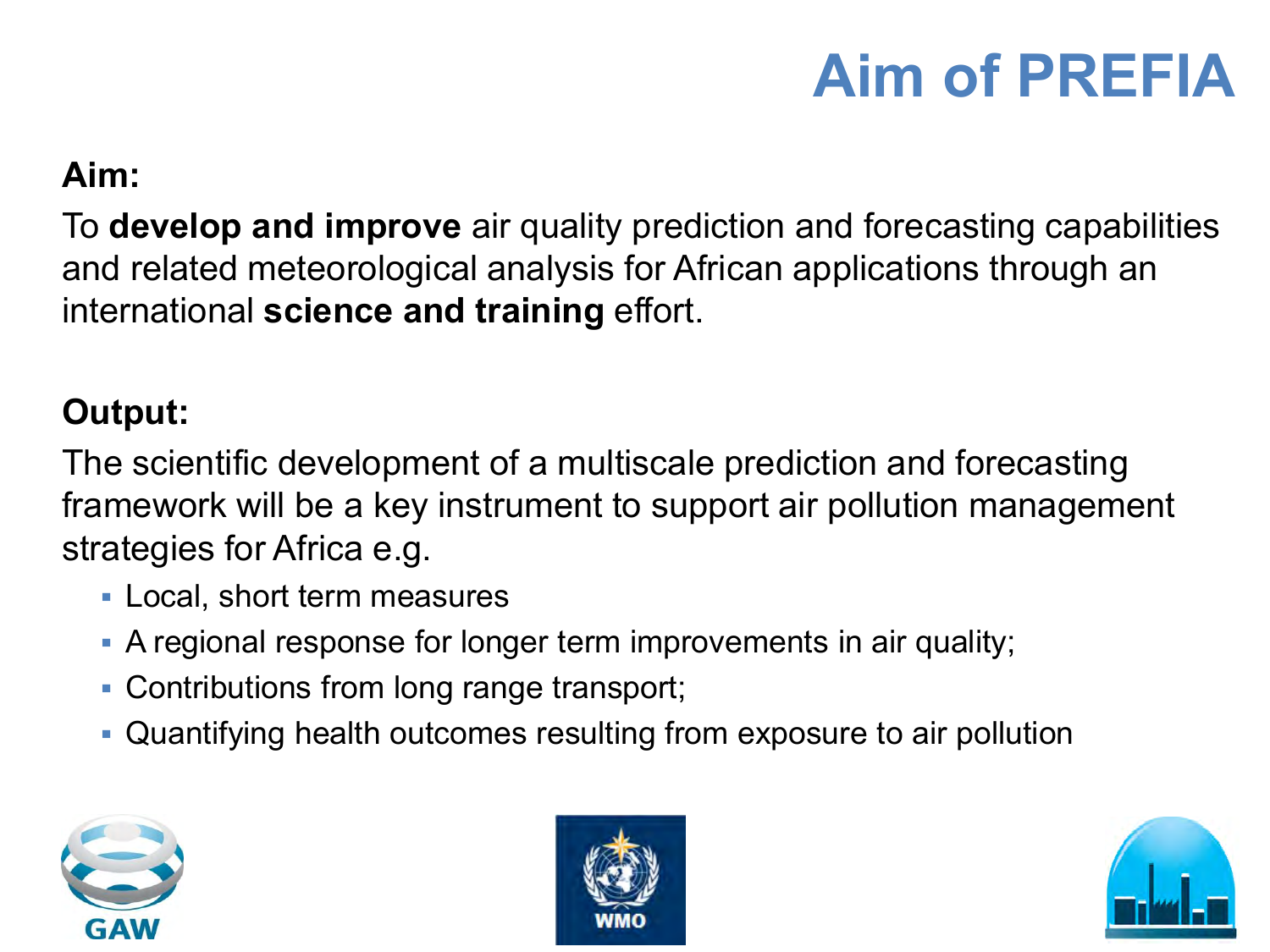# Aim of PREFIA

**Aim:**

To **develop and improve** air quality prediction and forecasting capabilities and related meteorological analysis for African applications through an international **science and training** effort.

**Output:**

The scientific development of a multiscale prediction and forecasting framework will be a key instrument to support air pollution management strategies for Africa e.g.

- Local, short term measures
- A regional response for longer term improvements in air quality;
- Contributions from long range transport;
- Quantifying health outcomes resulting from exposure to air pollution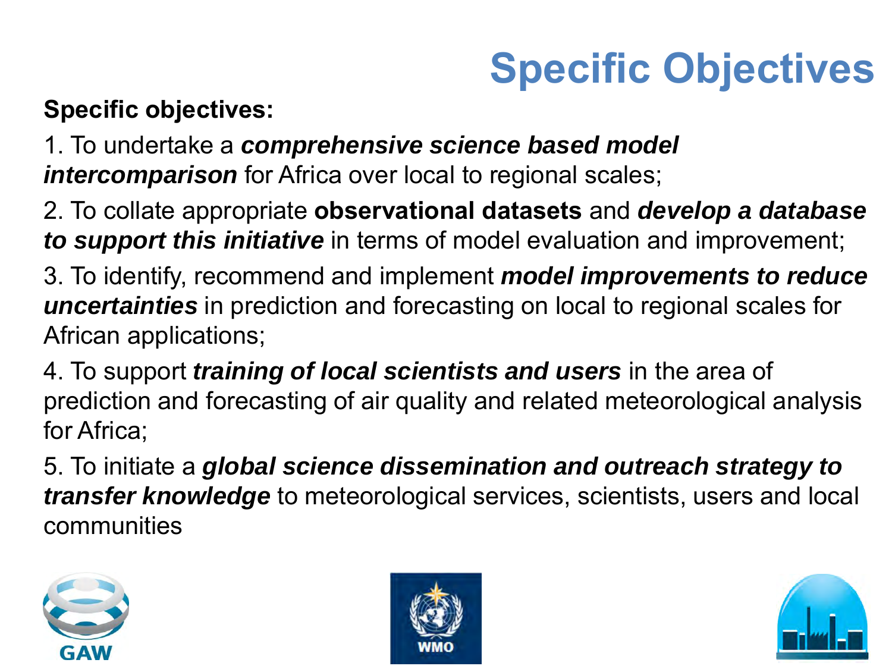# Specific Objectives

**Specific objectives:**

1. To undertake a ***comprehensive science based model intercomparison*** for Africa over local to regional scales;

2. To collate appropriate **observational datasets** and ***develop a database to support this initiative*** in terms of model evaluation and improvement;

3. To identify, recommend and implement ***model improvements to reduce uncertainties*** in prediction and forecasting on local to regional scales for African applications;

4. To support ***training of local scientists and users*** in the area of prediction and forecasting of air quality and related meteorological analysis for Africa;

5. To initiate a ***global science dissemination and outreach strategy to transfer knowledge*** to meteorological services, scientists, users and local communities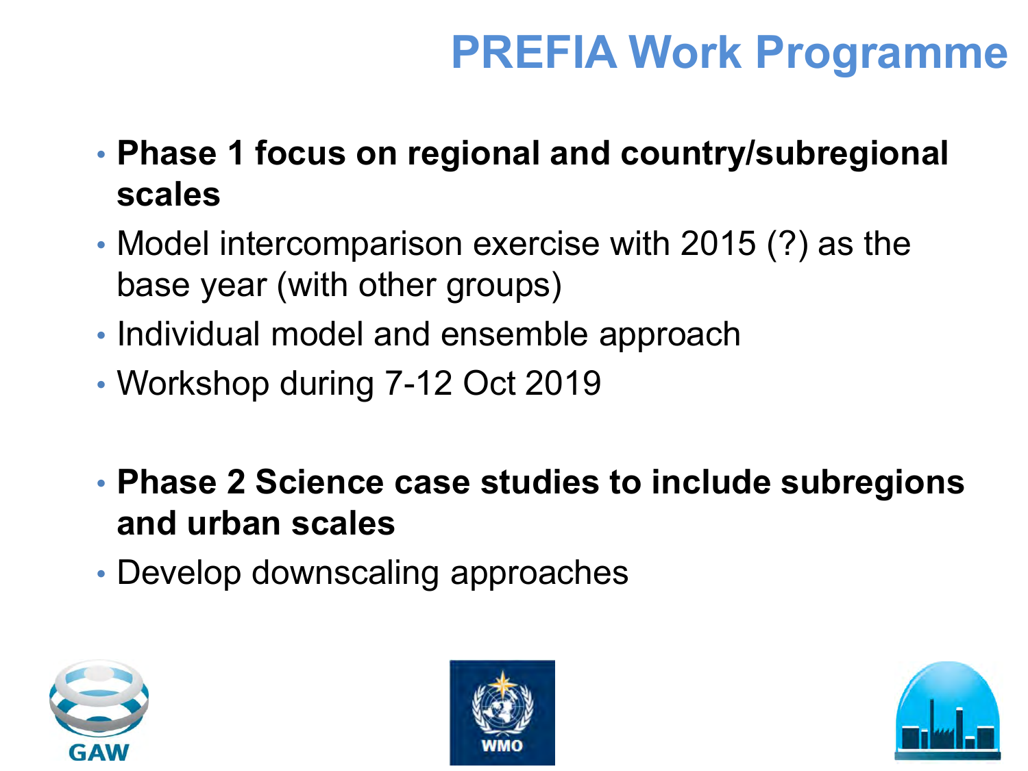# PREFIA Work Programme

- **Phase 1 focus on regional and country/subregional scales**
- Model intercomparison exercise with 2015 (?) as the base year (with other groups)
- Individual model and ensemble approach
- Workshop during 7-12 Oct 2019

- **Phase 2 Science case studies to include subregions and urban scales**
- Develop downscaling approaches

GAW

WMO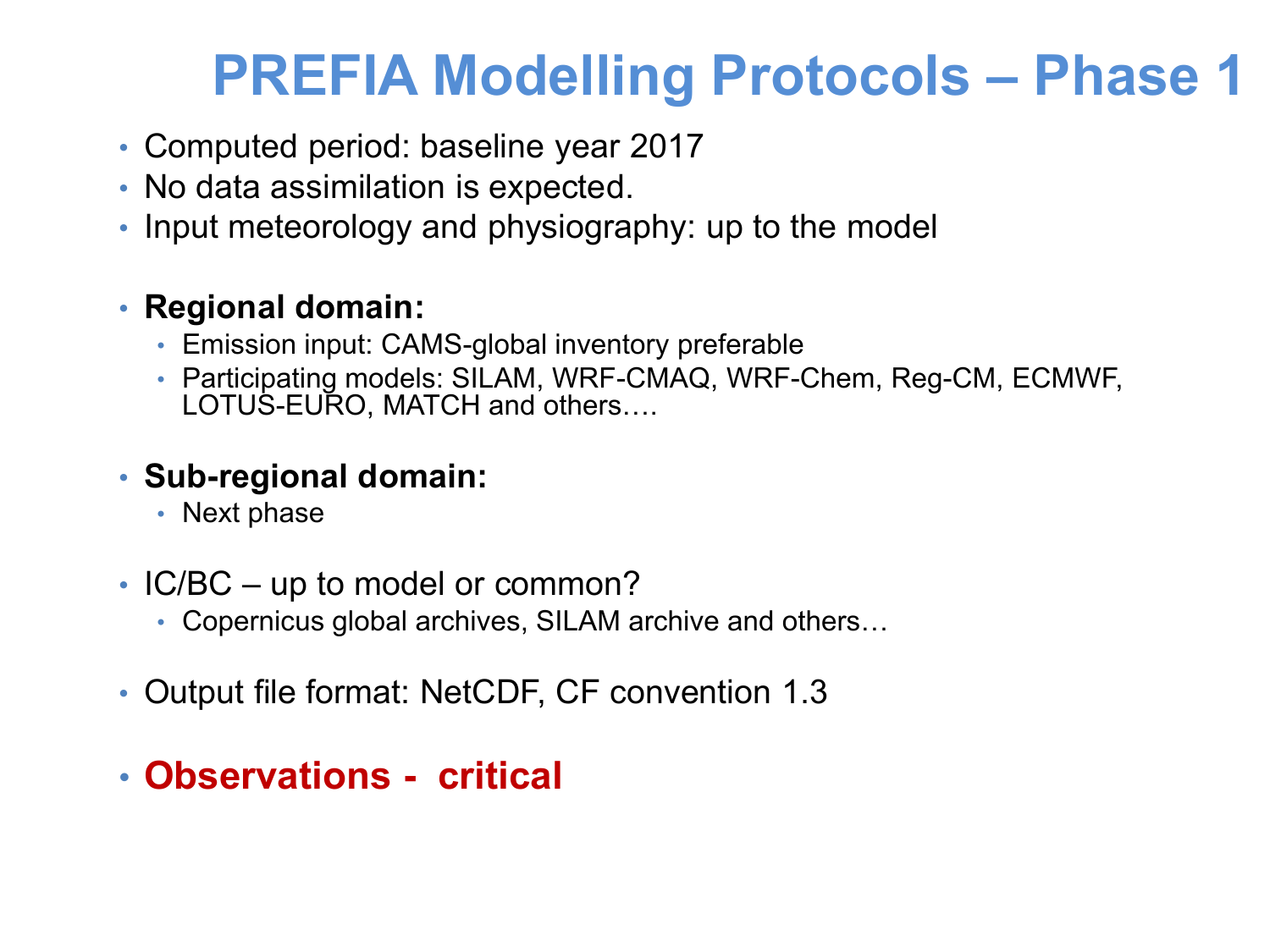# PREFIA Modelling Protocols – Phase 1

- Computed period: baseline year 2017
- No data assimilation is expected.
- Input meteorology and physiography: up to the model

- **Regional domain:**
  - Emission input: CAMS-global inventory preferable
  - Participating models: SILAM, WRF-CMAQ, WRF-Chem, Reg-CM, ECMWF, LOTUS-EURO, MATCH and others….

- **Sub-regional domain:**
  - Next phase

- IC/BC – up to model or common?
  - Copernicus global archives, SILAM archive and others…

- Output file format: NetCDF, CF convention 1.3

- **Observations - critical**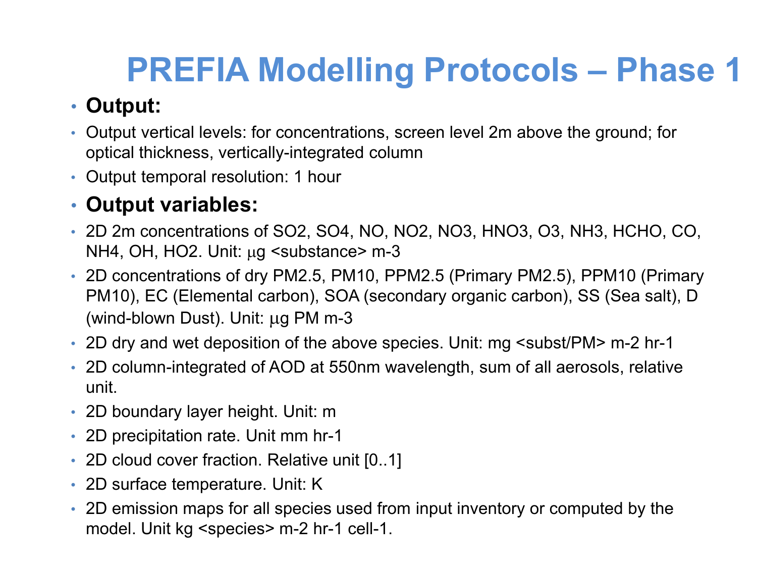# PREFIA Modelling Protocols – Phase 1

- **Output:**
- Output vertical levels: for concentrations, screen level 2m above the ground; for optical thickness, vertically-integrated column
- Output temporal resolution: 1 hour
- **Output variables:**
- 2D 2m concentrations of $SO_2$, $SO_4$, NO, $NO_2$, $NO_3$, $HNO_3$, $O_3$, $NH_3$, HCHO, CO, $NH_4$, OH, $HO_2$. Unit: μg <substance> m-3
- 2D concentrations of dry PM2.5, PM10, PPM2.5 (Primary PM2.5), PPM10 (Primary PM10), EC (Elemental carbon), SOA (secondary organic carbon), SS (Sea salt), D (wind-blown Dust). Unit: μg PM m-3
- 2D dry and wet deposition of the above species. Unit: mg <subst/PM> m-2 hr-1
- 2D column-integrated of AOD at 550nm wavelength, sum of all aerosols, relative unit.
- 2D boundary layer height. Unit: m
- 2D precipitation rate. Unit mm hr-1
- 2D cloud cover fraction. Relative unit [0..1]
- 2D surface temperature. Unit: K
- 2D emission maps for all species used from input inventory or computed by the model. Unit kg <species> m-2 hr-1 cell-1.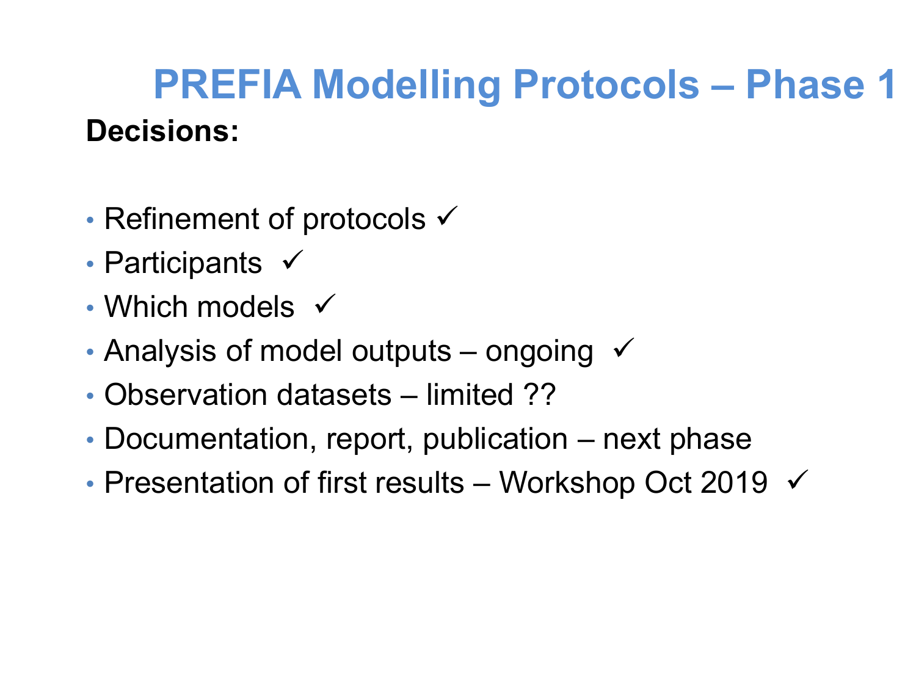# PREFIA Modelling Protocols – Phase 1

**Decisions:**

- Refinement of protocols ✓
- Participants ✓
- Which models ✓
- Analysis of model outputs – ongoing ✓
- Observation datasets – limited ??
- Documentation, report, publication – next phase
- Presentation of first results – Workshop Oct 2019 ✓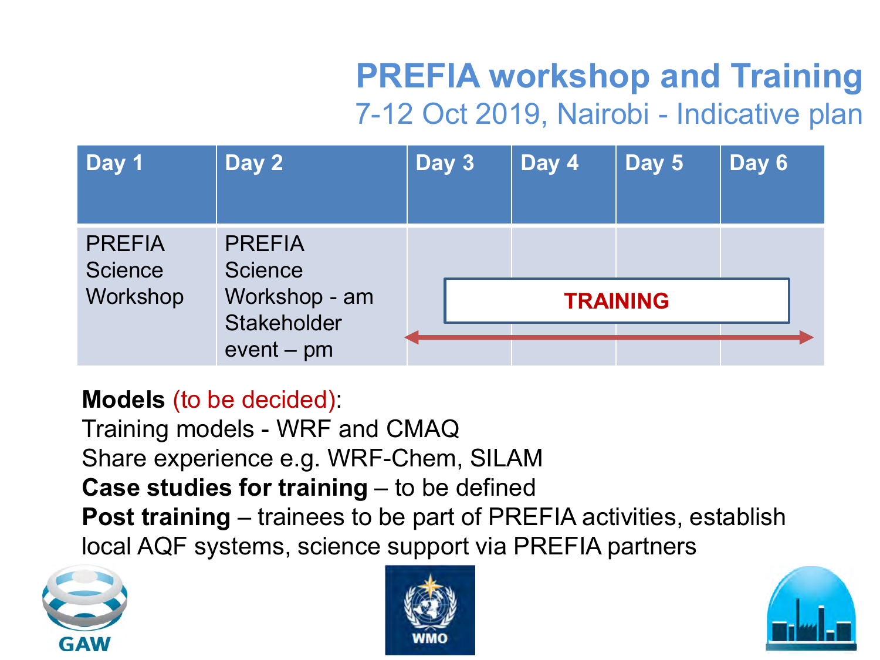# PREFIA workshop and Training

## 7-12 Oct 2019, Nairobi - Indicative plan

| Day 1 | Day 2 | Day 3 | Day 4 | Day 5 | Day 6 |
|---|---|---|---|---|---|
| PREFIA Science Workshop | PREFIA Science Workshop - am Stakeholder event – pm | TRAINING | | | |

**Models** (to be decided):

Training models - WRF and CMAQ

Share experience e.g. WRF-Chem, SILAM

**Case studies for training** – to be defined

**Post training** – trainees to be part of PREFIA activities, establish local AQF systems, science support via PREFIA partners

GAW

WMO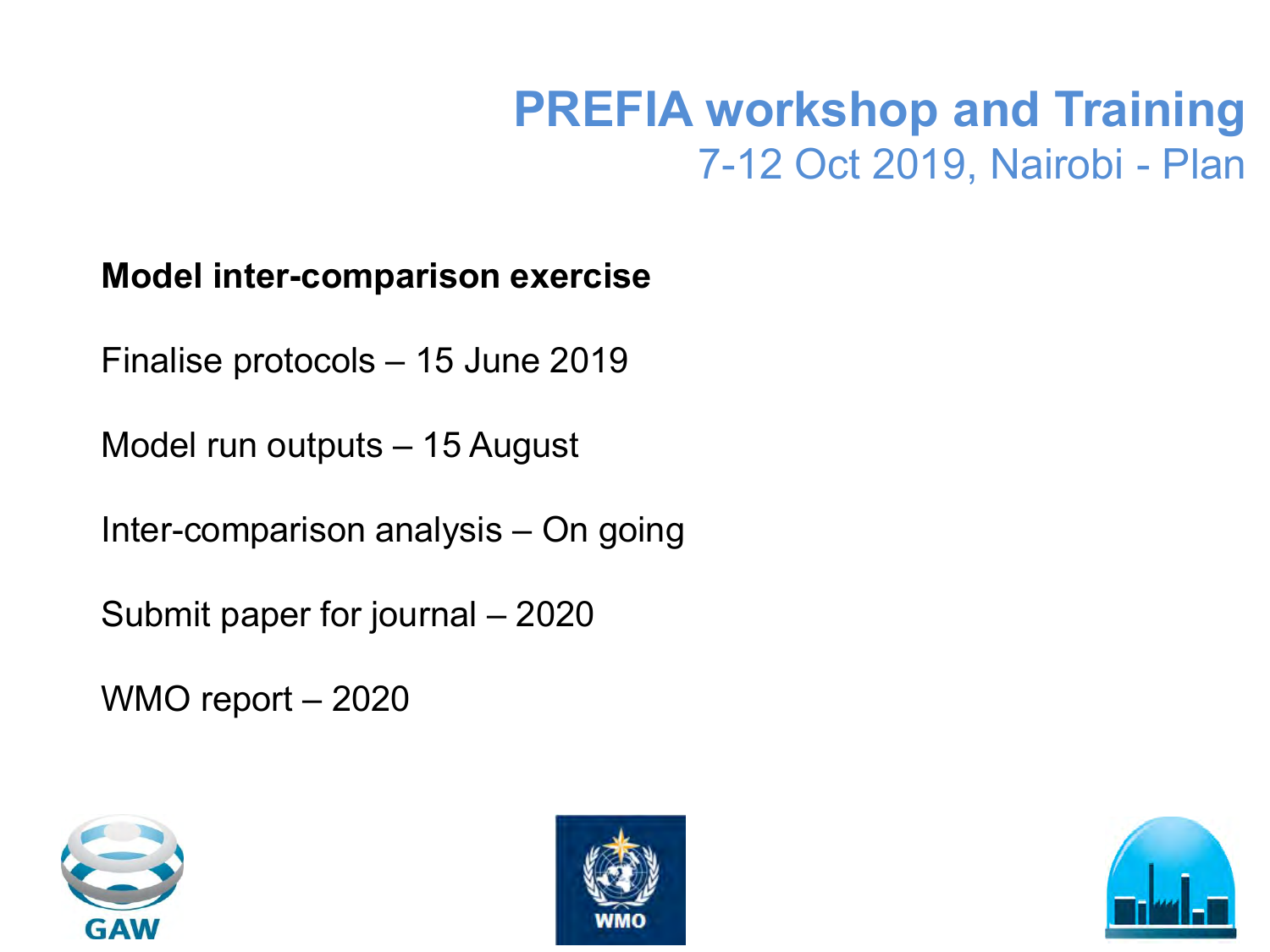# PREFIA workshop and Training

## 7-12 Oct 2019, Nairobi - Plan

**Model inter-comparison exercise**

Finalise protocols – 15 June 2019

Model run outputs – 15 August

Inter-comparison analysis – On going

Submit paper for journal – 2020

WMO report – 2020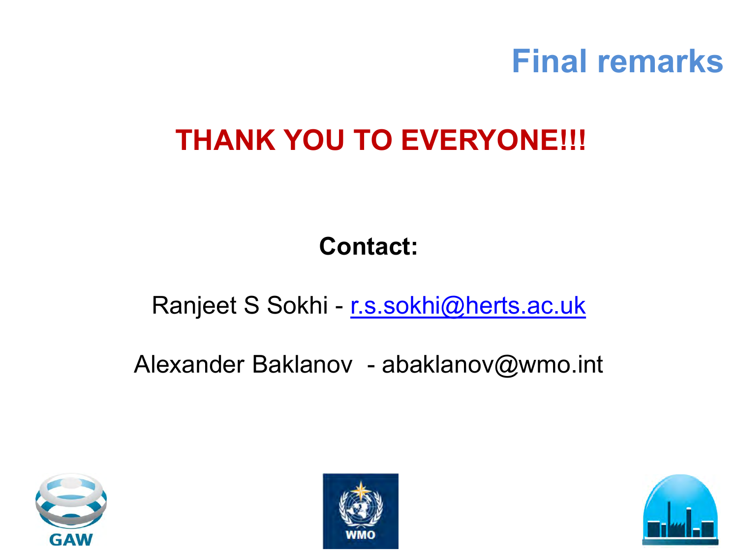# Final remarks

**THANK YOU TO EVERYONE!!!**

**Contact:**

Ranjeet S Sokhi - r.s.sokhi@herts.ac.uk

Alexander Baklanov - abaklanov@wmo.int

GAW

WMO